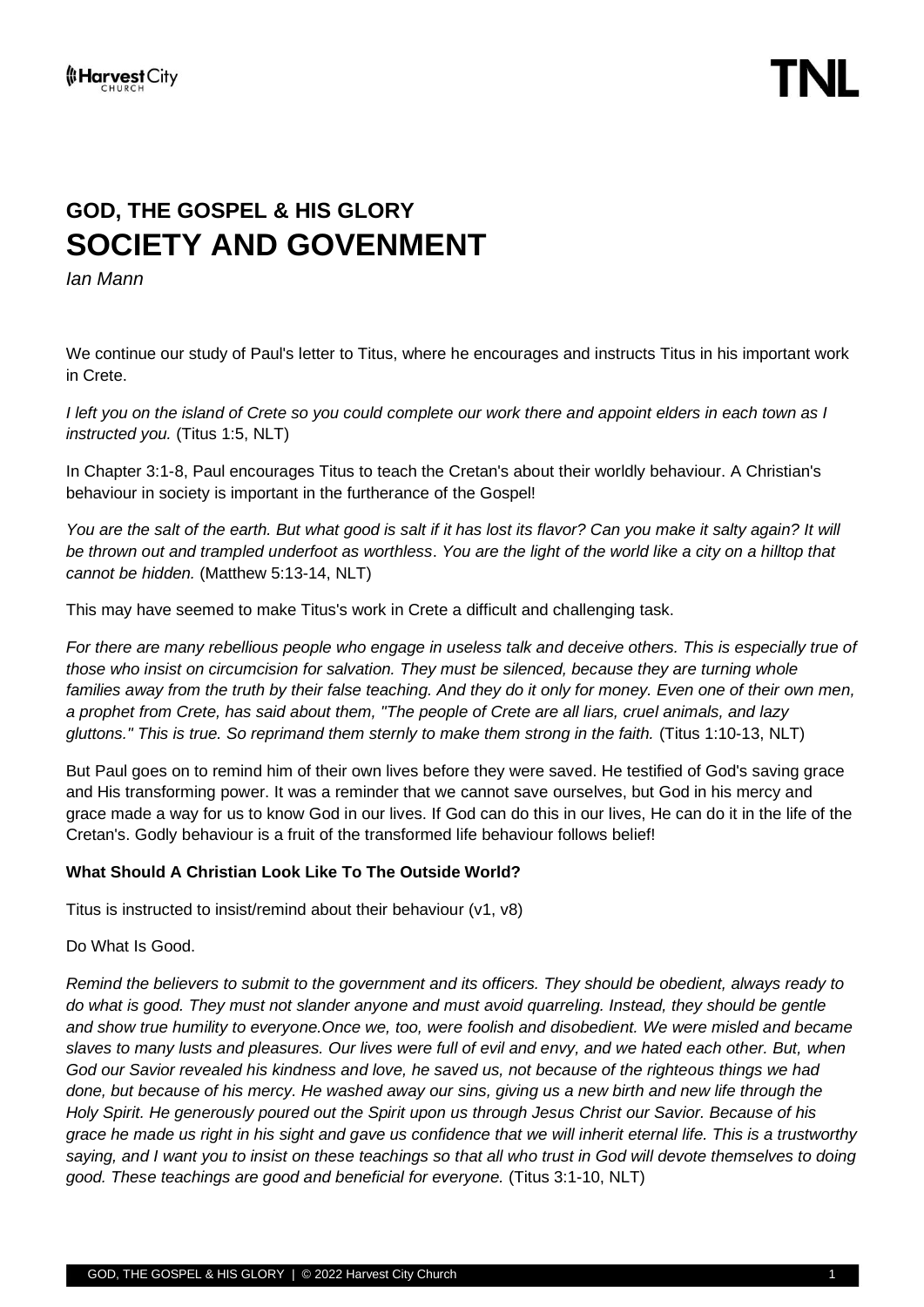## GOD, THE GOSPEL & HIS GLORY

# SOCIETY AND GOVENMENT

*Ian Mann*

We continue our study of Paul's letter to Titus, where he encourages and instructs Titus in his important work in Crete.

*I left you on the island of Crete so you could complete our work there and appoint elders in each town as I instructed you.* (Titus 1:5, NLT)

In Chapter 3:1-8, Paul encourages Titus to teach the Cretan's about their worldly behaviour. A Christian's behaviour in society is important in the furtherance of the Gospel!

*You are the salt of the earth. But what good is salt if it has lost its flavor? Can you make it salty again? It will be thrown out and trampled underfoot as worthless. You are the light of the world like a city on a hilltop that cannot be hidden.* (Matthew 5:13-14, NLT)

This may have seemed to make Titus's work in Crete a difficult and challenging task.

*For there are many rebellious people who engage in useless talk and deceive others. This is especially true of those who insist on circumcision for salvation. They must be silenced, because they are turning whole families away from the truth by their false teaching. And they do it only for money. Even one of their own men, a prophet from Crete, has said about them, "The people of Crete are all liars, cruel animals, and lazy gluttons." This is true. So reprimand them sternly to make them strong in the faith.* (Titus 1:10-13, NLT)

But Paul goes on to remind him of their own lives before they were saved. He testified of God's saving grace and His transforming power. It was a reminder that we cannot save ourselves, but God in his mercy and grace made a way for us to know God in our lives. If God can do this in our lives, He can do it in the life of the Cretan's. Godly behaviour is a fruit of the transformed life behaviour follows belief!

**What Should A Christian Look Like To The Outside World?**

Titus is instructed to insist/remind about their behaviour (v1, v8)

Do What Is Good.

*Remind the believers to submit to the government and its officers. They should be obedient, always ready to do what is good. They must not slander anyone and must avoid quarreling. Instead, they should be gentle and show true humility to everyone.Once we, too, were foolish and disobedient. We were misled and became slaves to many lusts and pleasures. Our lives were full of evil and envy, and we hated each other. But, when God our Savior revealed his kindness and love, he saved us, not because of the righteous things we had done, but because of his mercy. He washed away our sins, giving us a new birth and new life through the Holy Spirit. He generously poured out the Spirit upon us through Jesus Christ our Savior. Because of his grace he made us right in his sight and gave us confidence that we will inherit eternal life. This is a trustworthy saying, and I want you to insist on these teachings so that all who trust in God will devote themselves to doing good. These teachings are good and beneficial for everyone.* (Titus 3:1-10, NLT)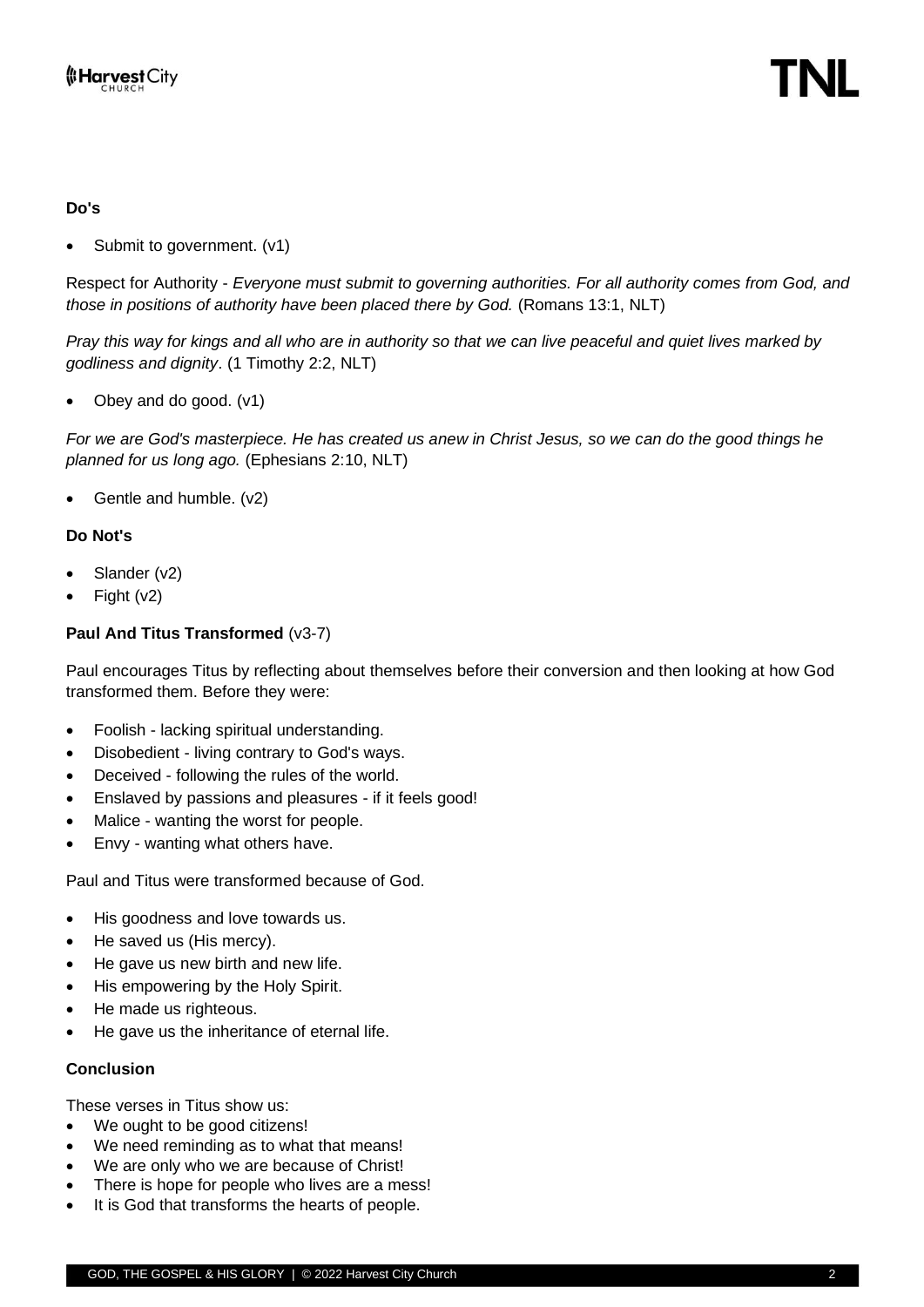**Do's**

- Submit to government. (v1)

Respect for Authority - *Everyone must submit to governing authorities. For all authority comes from God, and those in positions of authority have been placed there by God.* (Romans 13:1, NLT)

*Pray this way for kings and all who are in authority so that we can live peaceful and quiet lives marked by godliness and dignity*. (1 Timothy 2:2, NLT)

- Obey and do good. (v1)

*For we are God's masterpiece. He has created us anew in Christ Jesus, so we can do the good things he planned for us long ago.* (Ephesians 2:10, NLT)

- Gentle and humble. (v2)

**Do Not's**

- Slander (v2)
- Fight (v2)

**Paul And Titus Transformed** (v3-7)

Paul encourages Titus by reflecting about themselves before their conversion and then looking at how God transformed them. Before they were:

- Foolish - lacking spiritual understanding.
- Disobedient - living contrary to God's ways.
- Deceived - following the rules of the world.
- Enslaved by passions and pleasures - if it feels good!
- Malice - wanting the worst for people.
- Envy - wanting what others have.

Paul and Titus were transformed because of God.

- His goodness and love towards us.
- He saved us (His mercy).
- He gave us new birth and new life.
- His empowering by the Holy Spirit.
- He made us righteous.
- He gave us the inheritance of eternal life.

**Conclusion**

These verses in Titus show us:

- We ought to be good citizens!
- We need reminding as to what that means!
- We are only who we are because of Christ!
- There is hope for people who lives are a mess!
- It is God that transforms the hearts of people.